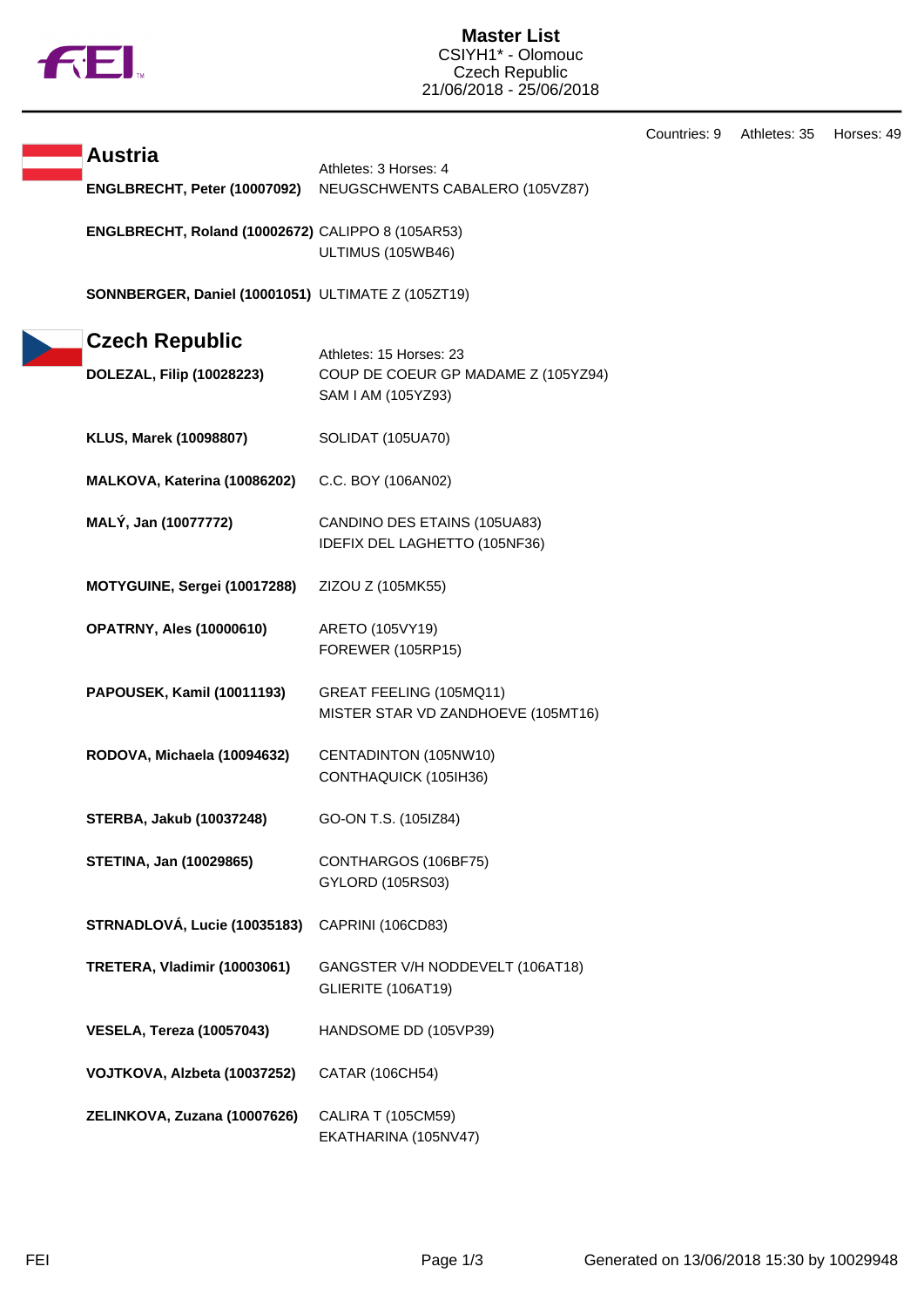# Master List

CSIYH1* - Olomouc
Czech Republic
21/06/2018 - 25/06/2018

Countries: 9 Athletes: 35 Horses: 49

## Austria

Athletes: 3 Horses: 4

| Athlete | Horses |
| --- | --- |
| **ENGLBRECHT, Peter (10007092)** | NEUGSCHWENTS CABALERO (105VZ87) |
| **ENGLBRECHT, Roland (10002672)** | CALIPPO 8 (105AR53)<br>ULTIMUS (105WB46) |
| **SONNBERGER, Daniel (10001051)** | ULTIMATE Z (105ZT19) |

## Czech Republic

Athletes: 15 Horses: 23

| Athlete | Horses |
| --- | --- |
| **DOLEZAL, Filip (10028223)** | COUP DE COEUR GP MADAME Z (105YZ94)<br>SAM I AM (105YZ93) |
| **KLUS, Marek (10098807)** | SOLIDAT (105UA70) |
| **MALKOVA, Katerina (10086202)** | C.C. BOY (106AN02) |
| **MALÝ, Jan (10077772)** | CANDINO DES ETAINS (105UA83)<br>IDEFIX DEL LAGHETTO (105NF36) |
| **MOTYGUINE, Sergei (10017288)** | ZIZOU Z (105MK55) |
| **OPATRNY, Ales (10000610)** | ARETO (105VY19)<br>FOREWER (105RP15) |
| **PAPOUSEK, Kamil (10011193)** | GREAT FEELING (105MQ11)<br>MISTER STAR VD ZANDHOEVE (105MT16) |
| **RODOVA, Michaela (10094632)** | CENTADINTON (105NW10)<br>CONTHAQUICK (105IH36) |
| **STERBA, Jakub (10037248)** | GO-ON T.S. (105IZ84) |
| **STETINA, Jan (10029865)** | CONTHARGOS (106BF75)<br>GYLORD (105RS03) |
| **STRNADLOVÁ, Lucie (10035183)** | CAPRINI (106CD83) |
| **TRETERA, Vladimir (10003061)** | GANGSTER V/H NODDEVELT (106AT18)<br>GLIERITE (106AT19) |
| **VESELA, Tereza (10057043)** | HANDSOME DD (105VP39) |
| **VOJTKOVA, Alzbeta (10037252)** | CATAR (106CH54) |
| **ZELINKOVA, Zuzana (10007626)** | CALIRA T (105CM59)<br>EKATHARINA (105NV47) |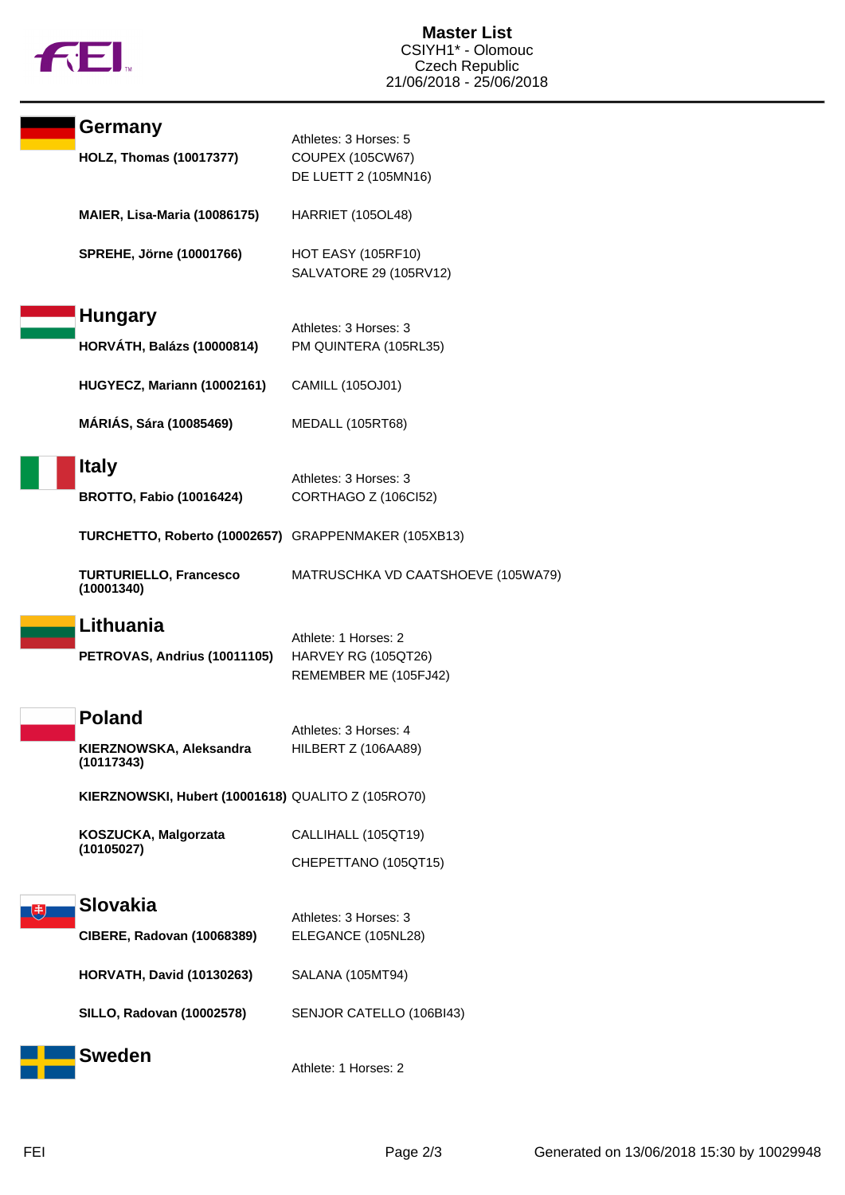# Master List
CSIYH1* - Olomouc
Czech Republic
21/06/2018 - 25/06/2018

## Germany

Athletes: 3 Horses: 5

| Athlete | Horses |
|---|---|
| **HOLZ, Thomas (10017377)** | COUPEX (105CW67)<br>DE LUETT 2 (105MN16) |
| **MAIER, Lisa-Maria (10086175)** | HARRIET (105OL48) |
| **SPREHE, Jörne (10001766)** | HOT EASY (105RF10)<br>SALVATORE 29 (105RV12) |

## Hungary

Athletes: 3 Horses: 3

| Athlete | Horses |
|---|---|
| **HORVÁTH, Balázs (10000814)** | PM QUINTERA (105RL35) |
| **HUGYECZ, Mariann (10002161)** | CAMILL (105OJ01) |
| **MÁRIÁS, Sára (10085469)** | MEDALL (105RT68) |

## Italy

Athletes: 3 Horses: 3

| Athlete | Horses |
|---|---|
| **BROTTO, Fabio (10016424)** | CORTHAGO Z (106CI52) |
| **TURCHETTO, Roberto (10002657)** | GRAPPENMAKER (105XB13) |
| **TURTURIELLO, Francesco (10001340)** | MATRUSCHKA VD CAATSHOEVE (105WA79) |

## Lithuania

Athlete: 1 Horses: 2

| Athlete | Horses |
|---|---|
| **PETROVAS, Andrius (10011105)** | HARVEY RG (105QT26)<br>REMEMBER ME (105FJ42) |

## Poland

Athletes: 3 Horses: 4

| Athlete | Horses |
|---|---|
| **KIERZNOWSKA, Aleksandra (10117343)** | HILBERT Z (106AA89) |
| **KIERZNOWSKI, Hubert (10001618)** | QUALITO Z (105RO70) |
| **KOSZUCKA, Malgorzata (10105027)** | CALLIHALL (105QT19)<br>CHEPETTANO (105QT15) |

## Slovakia

Athletes: 3 Horses: 3

| Athlete | Horses |
|---|---|
| **CIBERE, Radovan (10068389)** | ELEGANCE (105NL28) |
| **HORVATH, David (10130263)** | SALANA (105MT94) |
| **SILLO, Radovan (10002578)** | SENJOR CATELLO (106BI43) |

## Sweden

Athlete: 1 Horses: 2

Generated on 13/06/2018 15:30 by 10029948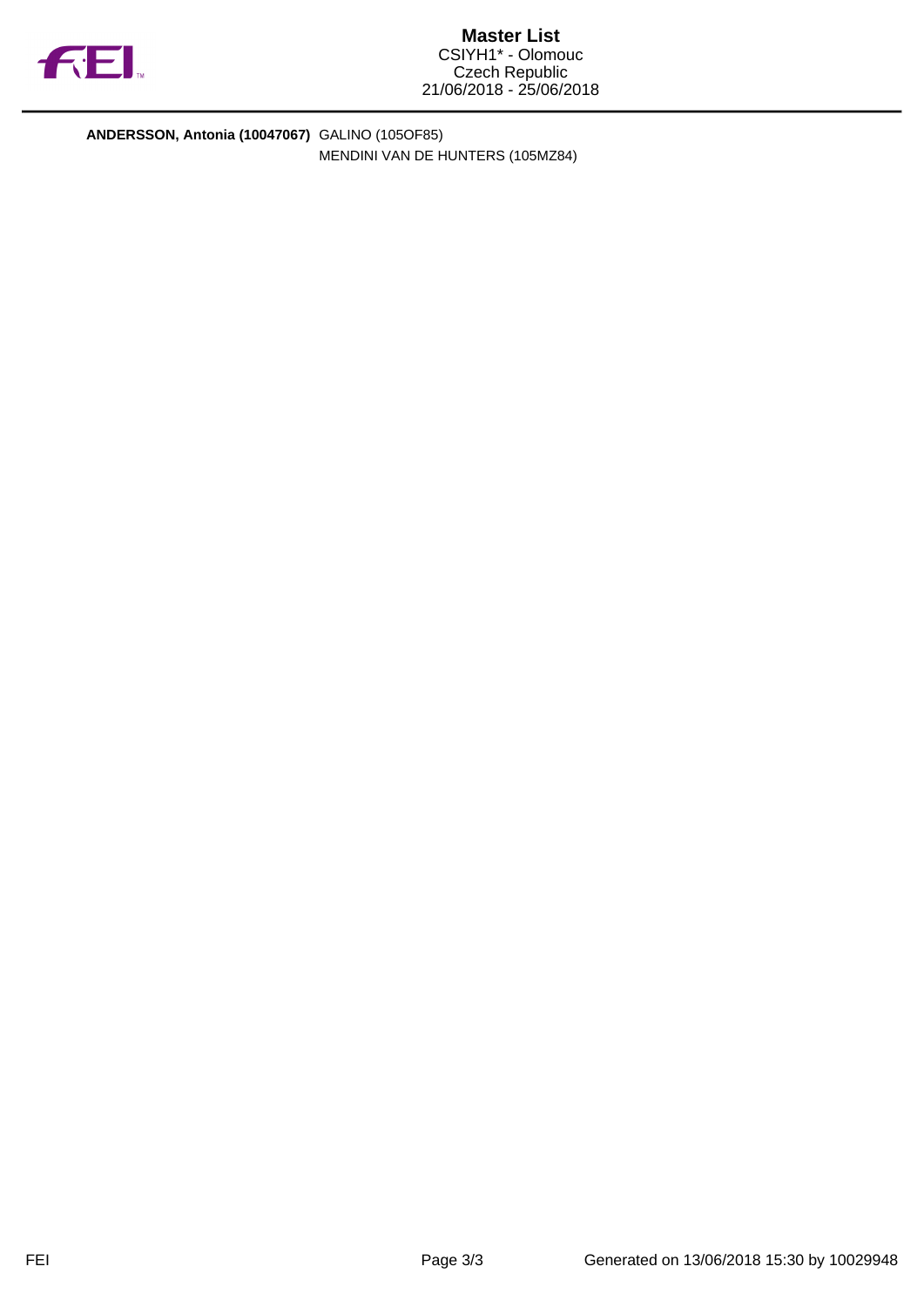**ANDERSSON, Antonia (10047067)** GALINO (105OF85)
MENDINI VAN DE HUNTERS (105MZ84)